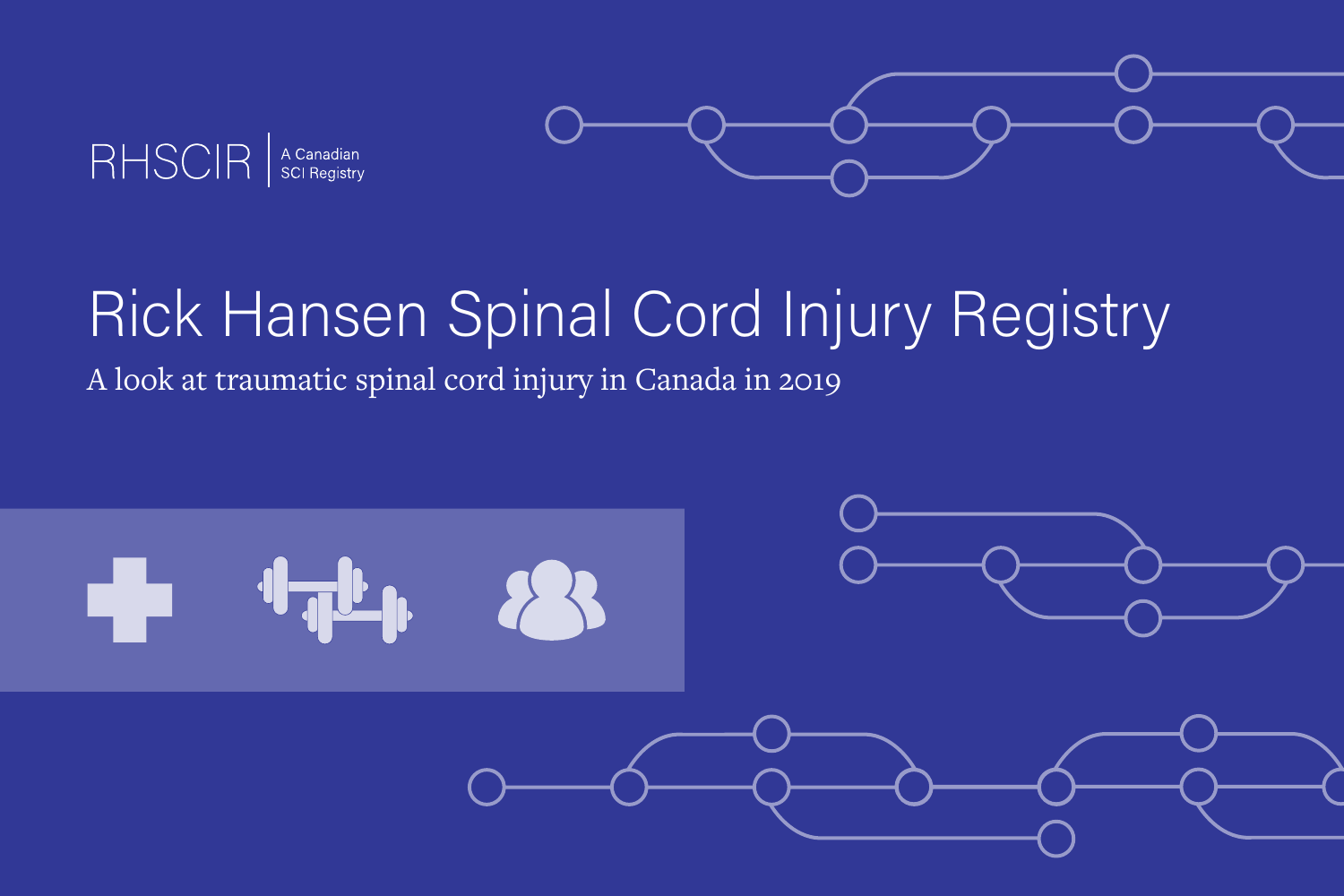RHSCIR | A Canadian SCI Registry

# Rick Hansen Spinal Cord Injury Registry

A look at traumatic spinal cord injury in Canada in 2019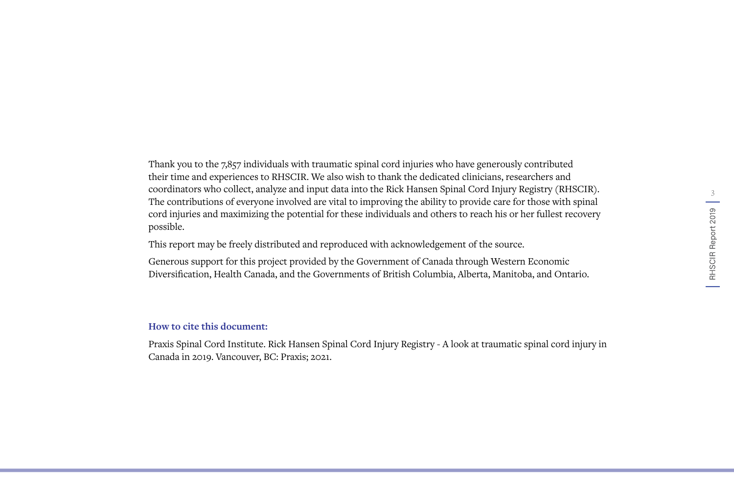Thank you to the 7,857 individuals with traumatic spinal cord injuries who have generously contributed their time and experiences to RHSCIR. We also wish to thank the dedicated clinicians, researchers and coordinators who collect, analyze and input data into the Rick Hansen Spinal Cord Injury Registry (RHSCIR). The contributions of everyone involved are vital to improving the ability to provide care for those with spinal cord injuries and maximizing the potential for these individuals and others to reach his or her fullest recovery possible.

This report may be freely distributed and reproduced with acknowledgement of the source.

Generous support for this project provided by the Government of Canada through Western Economic Diversification, Health Canada, and the Governments of British Columbia, Alberta, Manitoba, and Ontario.

**How to cite this document:**

Praxis Spinal Cord Institute. Rick Hansen Spinal Cord Injury Registry - A look at traumatic spinal cord injury in Canada in 2019. Vancouver, BC: Praxis; 2021.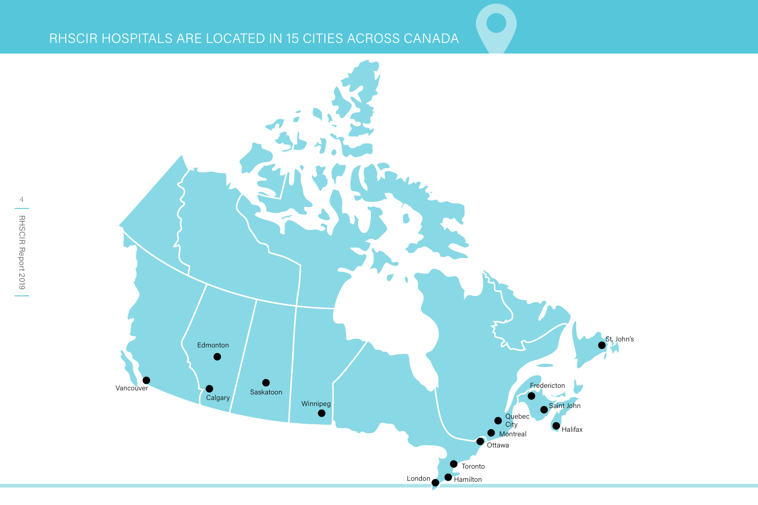# RHSCIR HOSPITALS ARE LOCATED IN 15 CITIES ACROSS CANADA

Vancouver

Edmonton

Calgary

Saskatoon

Winnipeg

London

Hamilton

Toronto

Ottawa

Montreal

Quebec City

Fredericton

Saint John

Halifax

St. John's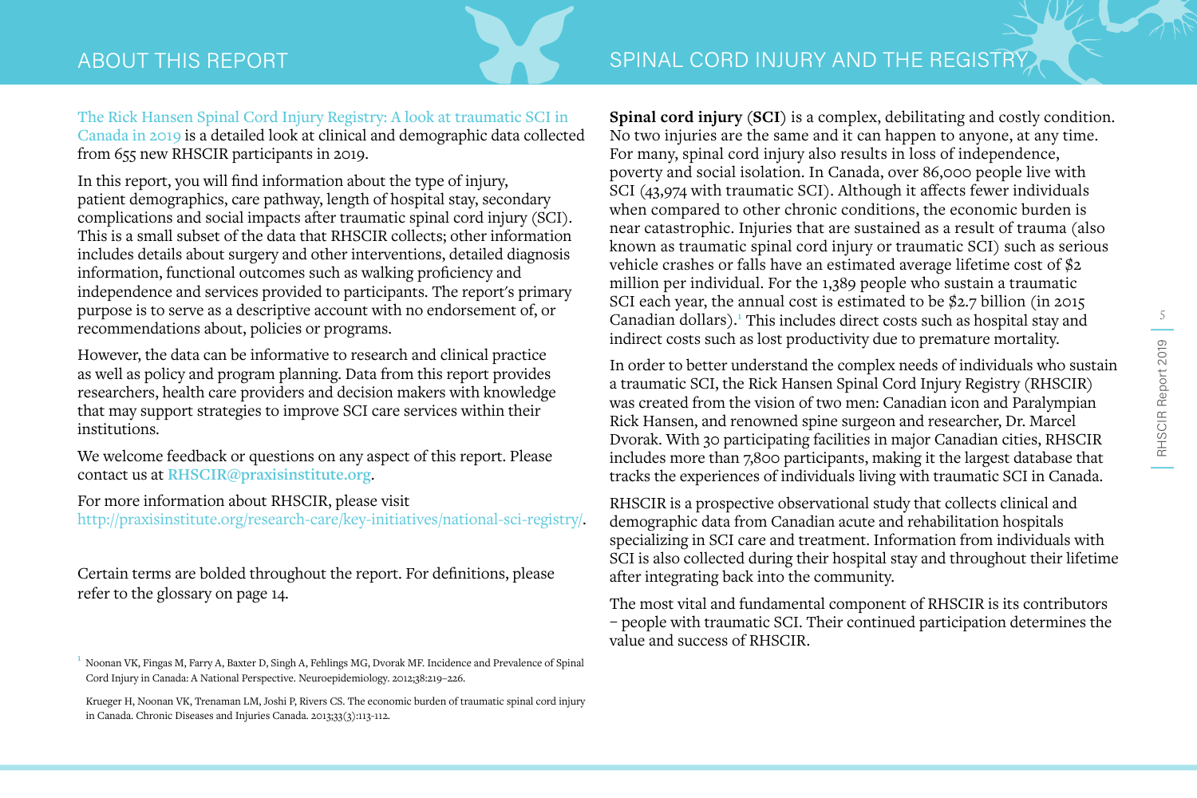# ABOUT THIS REPORT

The Rick Hansen Spinal Cord Injury Registry: A look at traumatic SCI in Canada in 2019 is a detailed look at clinical and demographic data collected from 655 new RHSCIR participants in 2019.

In this report, you will find information about the type of injury, patient demographics, care pathway, length of hospital stay, secondary complications and social impacts after traumatic spinal cord injury (SCI). This is a small subset of the data that RHSCIR collects; other information includes details about surgery and other interventions, detailed diagnosis information, functional outcomes such as walking proficiency and independence and services provided to participants. The report's primary purpose is to serve as a descriptive account with no endorsement of, or recommendations about, policies or programs.

However, the data can be informative to research and clinical practice as well as policy and program planning. Data from this report provides researchers, health care providers and decision makers with knowledge that may support strategies to improve SCI care services within their institutions.

We welcome feedback or questions on any aspect of this report. Please contact us at **RHSCIR@praxisinstitute.org**.

For more information about RHSCIR, please visit http://praxisinstitute.org/research-care/key-initiatives/national-sci-registry/.

Certain terms are bolded throughout the report. For definitions, please refer to the glossary on page 14.

# SPINAL CORD INJURY AND THE REGISTRY

**Spinal cord injury** (**SCI**) is a complex, debilitating and costly condition. No two injuries are the same and it can happen to anyone, at any time. For many, spinal cord injury also results in loss of independence, poverty and social isolation. In Canada, over 86,000 people live with SCI (43,974 with traumatic SCI). Although it affects fewer individuals when compared to other chronic conditions, the economic burden is near catastrophic. Injuries that are sustained as a result of trauma (also known as traumatic spinal cord injury or traumatic SCI) such as serious vehicle crashes or falls have an estimated average lifetime cost of $2 million per individual. For the 1,389 people who sustain a traumatic SCI each year, the annual cost is estimated to be $2.7 billion (in 2015 Canadian dollars).[1] This includes direct costs such as hospital stay and indirect costs such as lost productivity due to premature mortality.

In order to better understand the complex needs of individuals who sustain a traumatic SCI, the Rick Hansen Spinal Cord Injury Registry (RHSCIR) was created from the vision of two men: Canadian icon and Paralympian Rick Hansen, and renowned spine surgeon and researcher, Dr. Marcel Dvorak. With 30 participating facilities in major Canadian cities, RHSCIR includes more than 7,800 participants, making it the largest database that tracks the experiences of individuals living with traumatic SCI in Canada.

RHSCIR is a prospective observational study that collects clinical and demographic data from Canadian acute and rehabilitation hospitals specializing in SCI care and treatment. Information from individuals with SCI is also collected during their hospital stay and throughout their lifetime after integrating back into the community.

The most vital and fundamental component of RHSCIR is its contributors – people with traumatic SCI. Their continued participation determines the value and success of RHSCIR.

---

[1] Noonan VK, Fingas M, Farry A, Baxter D, Singh A, Fehlings MG, Dvorak MF. Incidence and Prevalence of Spinal Cord Injury in Canada: A National Perspective. Neuroepidemiology. 2012;38:219–226.

Krueger H, Noonan VK, Trenaman LM, Joshi P, Rivers CS. The economic burden of traumatic spinal cord injury in Canada. Chronic Diseases and Injuries Canada. 2013;33(3):113-112.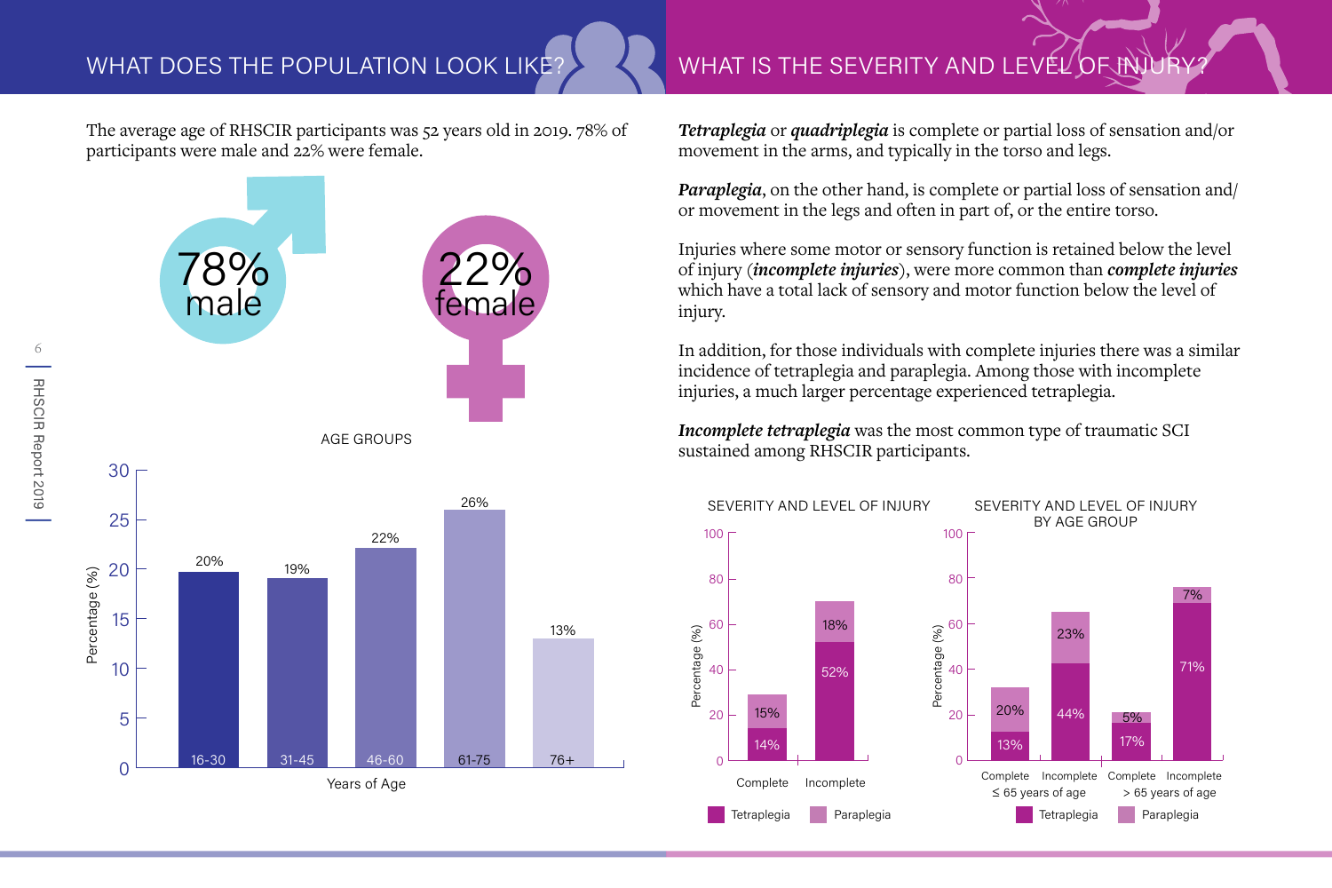## WHAT DOES THE POPULATION LOOK LIKE?

The average age of RHSCIR participants was 52 years old in 2019. 78% of participants were male and 22% were female.

78% male

22% female

AGE GROUPS

| Years of Age | Percentage (%) |
|---|---|
| 16-30 | 20% |
| 31-45 | 19% |
| 46-60 | 22% |
| 61-75 | 26% |
| 76+ | 13% |

## WHAT IS THE SEVERITY AND LEVEL OF INJURY?

***Tetraplegia*** or ***quadriplegia*** is complete or partial loss of sensation and/or movement in the arms, and typically in the torso and legs.

***Paraplegia***, on the other hand, is complete or partial loss of sensation and/or movement in the legs and often in part of, or the entire torso.

Injuries where some motor or sensory function is retained below the level of injury (***incomplete injuries***), were more common than ***complete injuries*** which have a total lack of sensory and motor function below the level of injury.

In addition, for those individuals with complete injuries there was a similar incidence of tetraplegia and paraplegia. Among those with incomplete injuries, a much larger percentage experienced tetraplegia.

***Incomplete tetraplegia*** was the most common type of traumatic SCI sustained among RHSCIR participants.

SEVERITY AND LEVEL OF INJURY

| | Tetraplegia | Paraplegia |
|---|---|---|
| Complete | 14% | 15% |
| Incomplete | 52% | 18% |

SEVERITY AND LEVEL OF INJURY BY AGE GROUP

| | Tetraplegia | Paraplegia |
|---|---|---|
| Complete, ≤ 65 years of age | 13% | 20% |
| Incomplete, ≤ 65 years of age | 44% | 23% |
| Complete, > 65 years of age | 17% | 5% |
| Incomplete, > 65 years of age | 71% | 7% |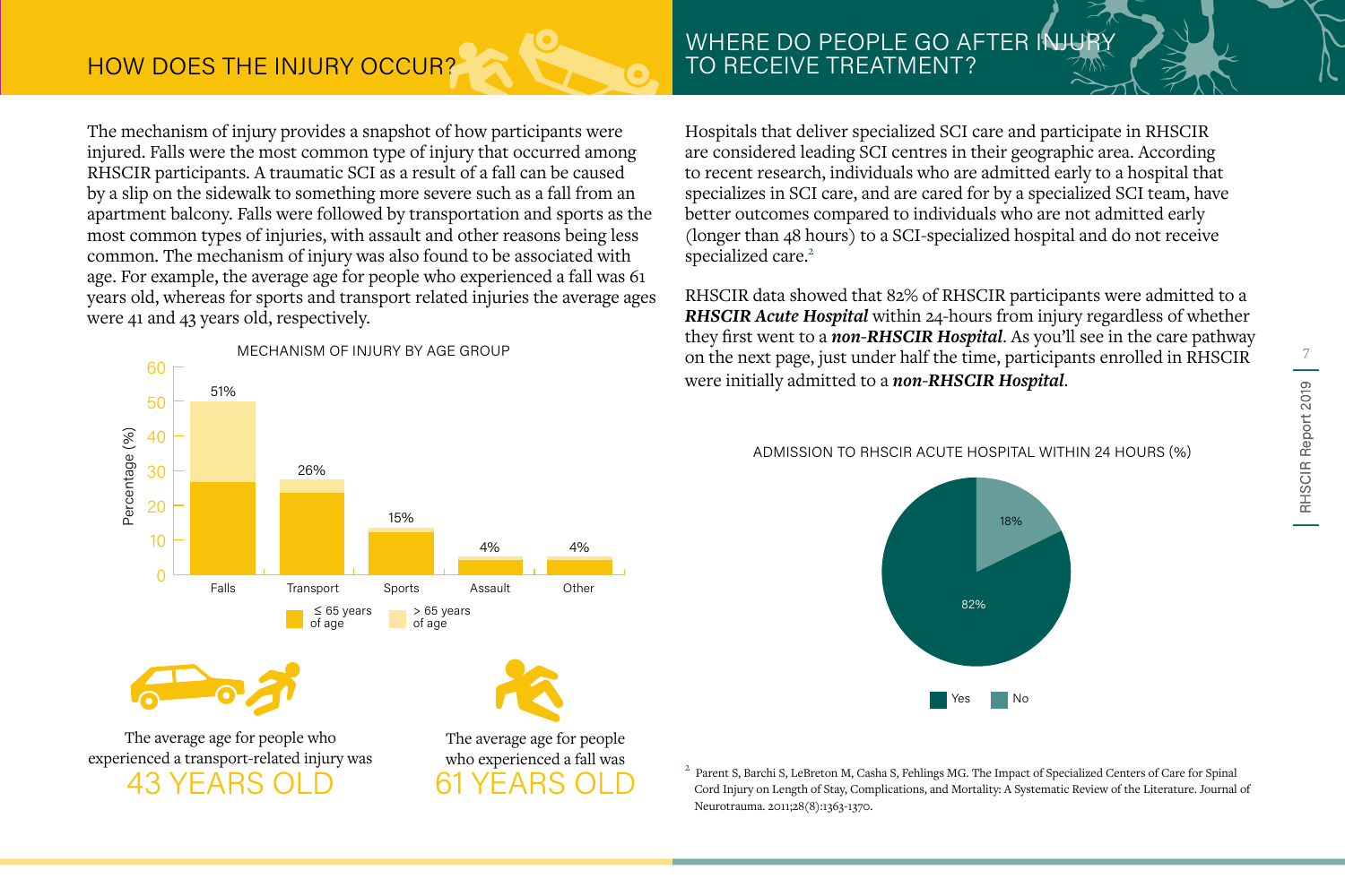## HOW DOES THE INJURY OCCUR?

The mechanism of injury provides a snapshot of how participants were injured. Falls were the most common type of injury that occurred among RHSCIR participants. A traumatic SCI as a result of a fall can be caused by a slip on the sidewalk to something more severe such as a fall from an apartment balcony. Falls were followed by transportation and sports as the most common types of injuries, with assault and other reasons being less common. The mechanism of injury was also found to be associated with age. For example, the average age for people who experienced a fall was 61 years old, whereas for sports and transport related injuries the average ages were 41 and 43 years old, respectively.

MECHANISM OF INJURY BY AGE GROUP

| Mechanism | Total (%) |
|---|---|
| Falls | 51% |
| Transport | 26% |
| Sports | 15% |
| Assault | 4% |
| Other | 4% |

Legend: ≤ 65 years of age; > 65 years of age

The average age for people who experienced a transport-related injury was 43 YEARS OLD

The average age for people who experienced a fall was 61 YEARS OLD

## WHERE DO PEOPLE GO AFTER INJURY TO RECEIVE TREATMENT?

Hospitals that deliver specialized SCI care and participate in RHSCIR are considered leading SCI centres in their geographic area. According to recent research, individuals who are admitted early to a hospital that specializes in SCI care, and are cared for by a specialized SCI team, have better outcomes compared to individuals who are not admitted early (longer than 48 hours) to a SCI-specialized hospital and do not receive specialized care.[2]

RHSCIR data showed that 82% of RHSCIR participants were admitted to a ***RHSCIR Acute Hospital*** within 24-hours from injury regardless of whether they first went to a ***non-RHSCIR Hospital***. As you'll see in the care pathway on the next page, just under half the time, participants enrolled in RHSCIR were initially admitted to a ***non-RHSCIR Hospital***.

ADMISSION TO RHSCIR ACUTE HOSPITAL WITHIN 24 HOURS (%)

| Yes | No |
|---|---|
| 82% | 18% |

[2] Parent S, Barchi S, LeBreton M, Casha S, Fehlings MG. The Impact of Specialized Centers of Care for Spinal Cord Injury on Length of Stay, Complications, and Mortality: A Systematic Review of the Literature. Journal of Neurotrauma. 2011;28(8):1363-1370.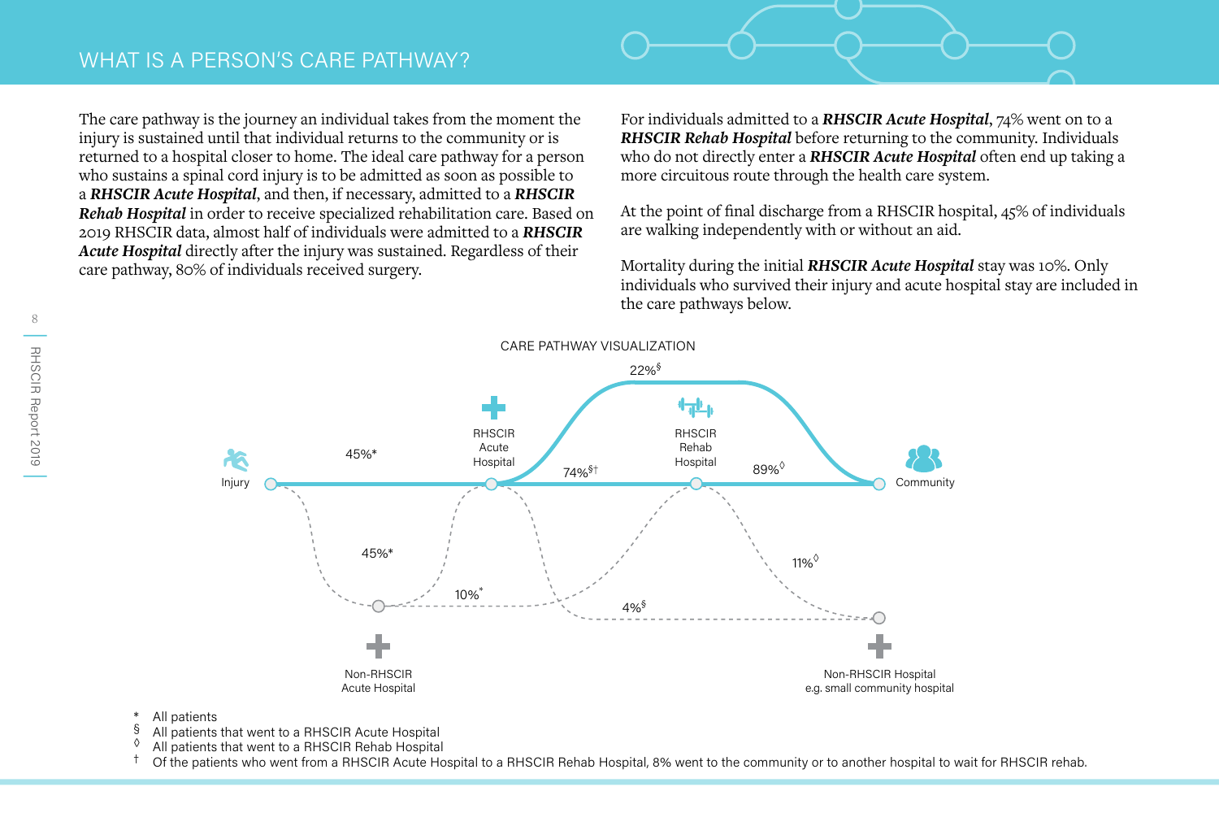# WHAT IS A PERSON'S CARE PATHWAY?

The care pathway is the journey an individual takes from the moment the injury is sustained until that individual returns to the community or is returned to a hospital closer to home. The ideal care pathway for a person who sustains a spinal cord injury is to be admitted as soon as possible to a ***RHSCIR Acute Hospital***, and then, if necessary, admitted to a ***RHSCIR Rehab Hospital*** in order to receive specialized rehabilitation care. Based on 2019 RHSCIR data, almost half of individuals were admitted to a ***RHSCIR Acute Hospital*** directly after the injury was sustained. Regardless of their care pathway, 80% of individuals received surgery.

For individuals admitted to a ***RHSCIR Acute Hospital***, 74% went on to a ***RHSCIR Rehab Hospital*** before returning to the community. Individuals who do not directly enter a ***RHSCIR Acute Hospital*** often end up taking a more circuitous route through the health care system.

At the point of final discharge from a RHSCIR hospital, 45% of individuals are walking independently with or without an aid.

Mortality during the initial ***RHSCIR Acute Hospital*** stay was 10%. Only individuals who survived their injury and acute hospital stay are included in the care pathways below.

CARE PATHWAY VISUALIZATION

Injury → RHSCIR Acute Hospital: 45%*
Injury → Non-RHSCIR Acute Hospital: 45%*
Non-RHSCIR Acute Hospital → RHSCIR Rehab Hospital: 10%*
RHSCIR Acute Hospital → RHSCIR Rehab Hospital: 74%§†
RHSCIR Acute Hospital → Community: 22%§
RHSCIR Acute Hospital → Non-RHSCIR Hospital: 4%§
RHSCIR Rehab Hospital → Community: 89%◊
RHSCIR Rehab Hospital → Non-RHSCIR Hospital: 11%◊

Non-RHSCIR Hospital e.g. small community hospital

\* All patients
§ All patients that went to a RHSCIR Acute Hospital
◊ All patients that went to a RHSCIR Rehab Hospital
† Of the patients who went from a RHSCIR Acute Hospital to a RHSCIR Rehab Hospital, 8% went to the community or to another hospital to wait for RHSCIR rehab.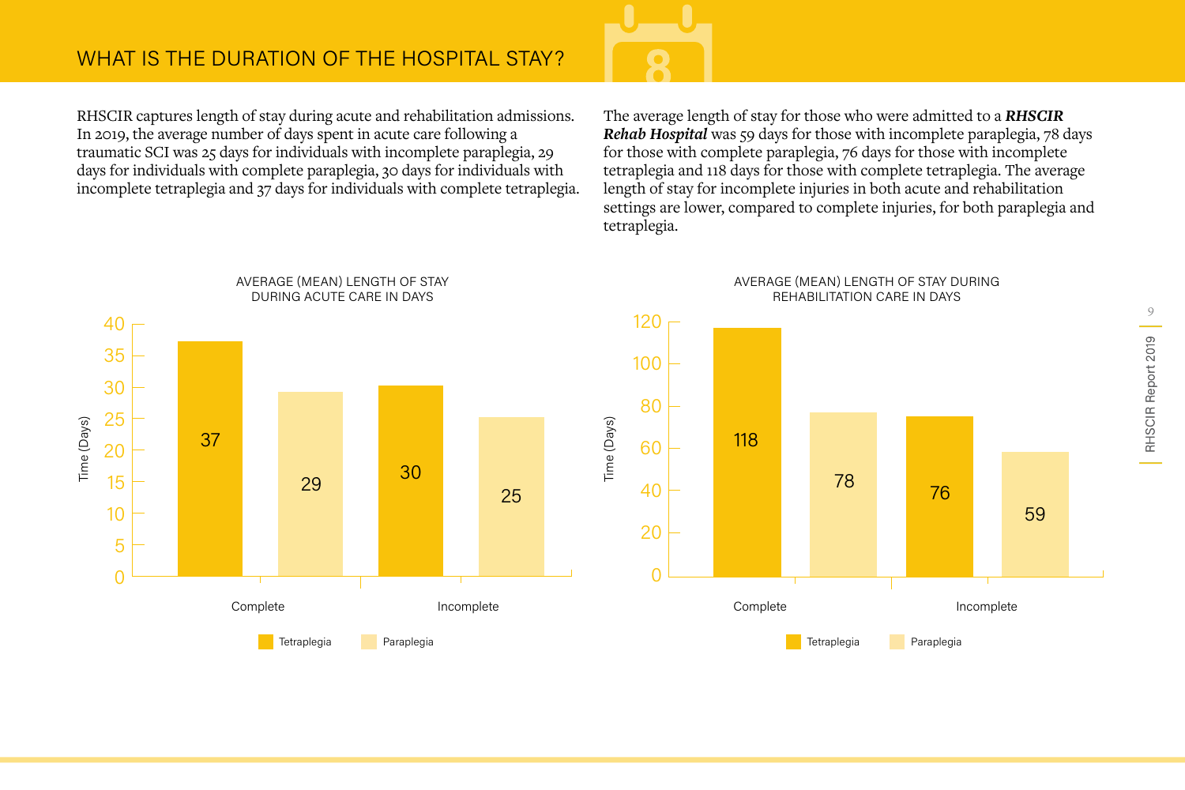# WHAT IS THE DURATION OF THE HOSPITAL STAY?

RHSCIR captures length of stay during acute and rehabilitation admissions. In 2019, the average number of days spent in acute care following a traumatic SCI was 25 days for individuals with incomplete paraplegia, 29 days for individuals with complete paraplegia, 30 days for individuals with incomplete tetraplegia and 37 days for individuals with complete tetraplegia.

The average length of stay for those who were admitted to a ***RHSCIR Rehab Hospital*** was 59 days for those with incomplete paraplegia, 78 days for those with complete paraplegia, 76 days for those with incomplete tetraplegia and 118 days for those with complete tetraplegia. The average length of stay for incomplete injuries in both acute and rehabilitation settings are lower, compared to complete injuries, for both paraplegia and tetraplegia.

AVERAGE (MEAN) LENGTH OF STAY DURING ACUTE CARE IN DAYS

| Time (Days) | Tetraplegia | Paraplegia |
|---|---|---|
| Complete | 37 | 29 |
| Incomplete | 30 | 25 |

AVERAGE (MEAN) LENGTH OF STAY DURING REHABILITATION CARE IN DAYS

| Time (Days) | Tetraplegia | Paraplegia |
|---|---|---|
| Complete | 118 | 78 |
| Incomplete | 76 | 59 |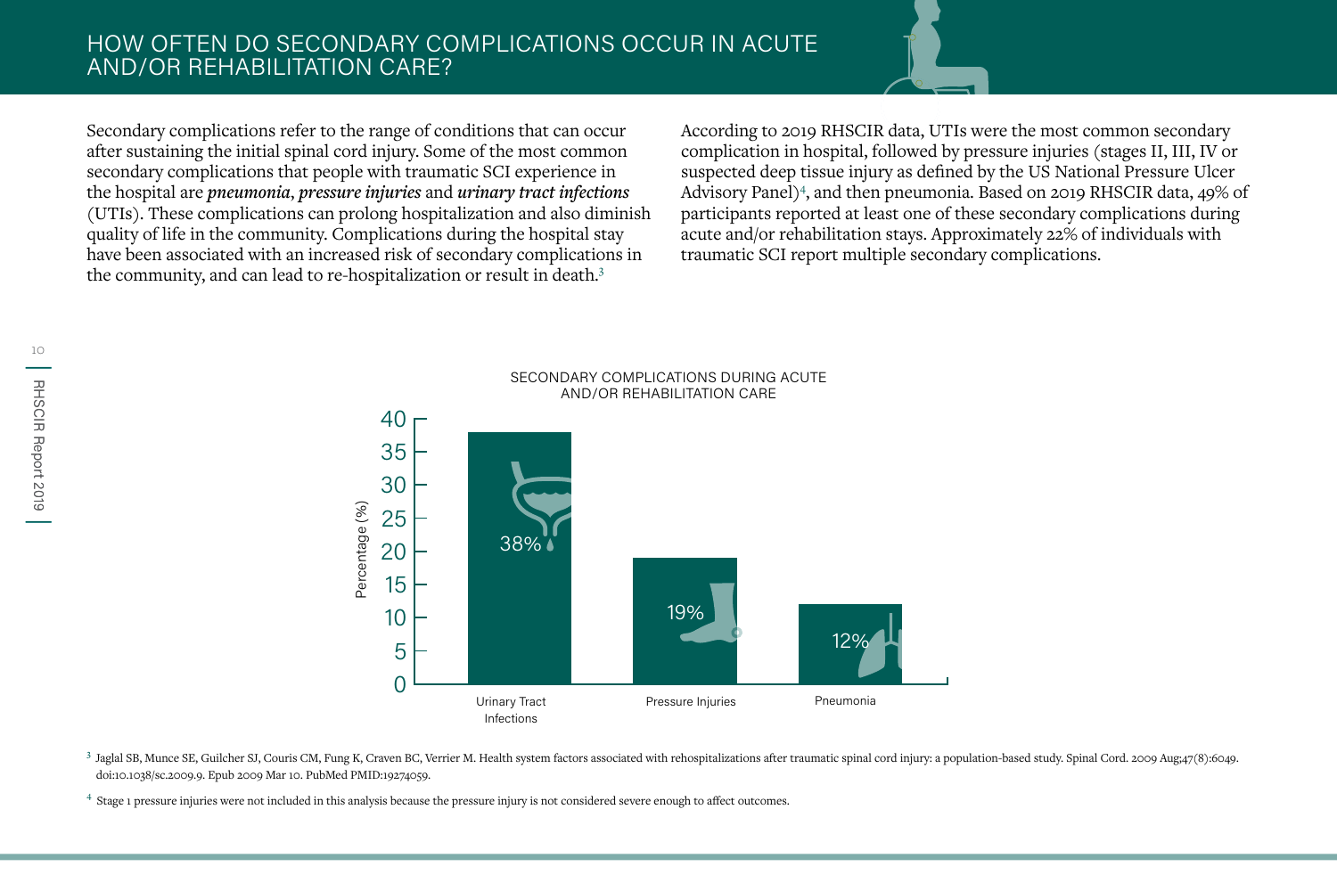# HOW OFTEN DO SECONDARY COMPLICATIONS OCCUR IN ACUTE AND/OR REHABILITATION CARE?

Secondary complications refer to the range of conditions that can occur after sustaining the initial spinal cord injury. Some of the most common secondary complications that people with traumatic SCI experience in the hospital are ***pneumonia***, ***pressure injuries*** and ***urinary tract infections*** (UTIs). These complications can prolong hospitalization and also diminish quality of life in the community. Complications during the hospital stay have been associated with an increased risk of secondary complications in the community, and can lead to re-hospitalization or result in death.[3]

According to 2019 RHSCIR data, UTIs were the most common secondary complication in hospital, followed by pressure injuries (stages II, III, IV or suspected deep tissue injury as defined by the US National Pressure Ulcer Advisory Panel)[4], and then pneumonia. Based on 2019 RHSCIR data, 49% of participants reported at least one of these secondary complications during acute and/or rehabilitation stays. Approximately 22% of individuals with traumatic SCI report multiple secondary complications.

SECONDARY COMPLICATIONS DURING ACUTE AND/OR REHABILITATION CARE

| Complication | Percentage (%) |
|---|---|
| Urinary Tract Infections | 38% |
| Pressure Injuries | 19% |
| Pneumonia | 12% |

[3] Jaglal SB, Munce SE, Guilcher SJ, Couris CM, Fung K, Craven BC, Verrier M. Health system factors associated with rehospitalizations after traumatic spinal cord injury: a population-based study. Spinal Cord. 2009 Aug;47(8):6049. doi:10.1038/sc.2009.9. Epub 2009 Mar 10. PubMed PMID:19274059.

[4] Stage 1 pressure injuries were not included in this analysis because the pressure injury is not considered severe enough to affect outcomes.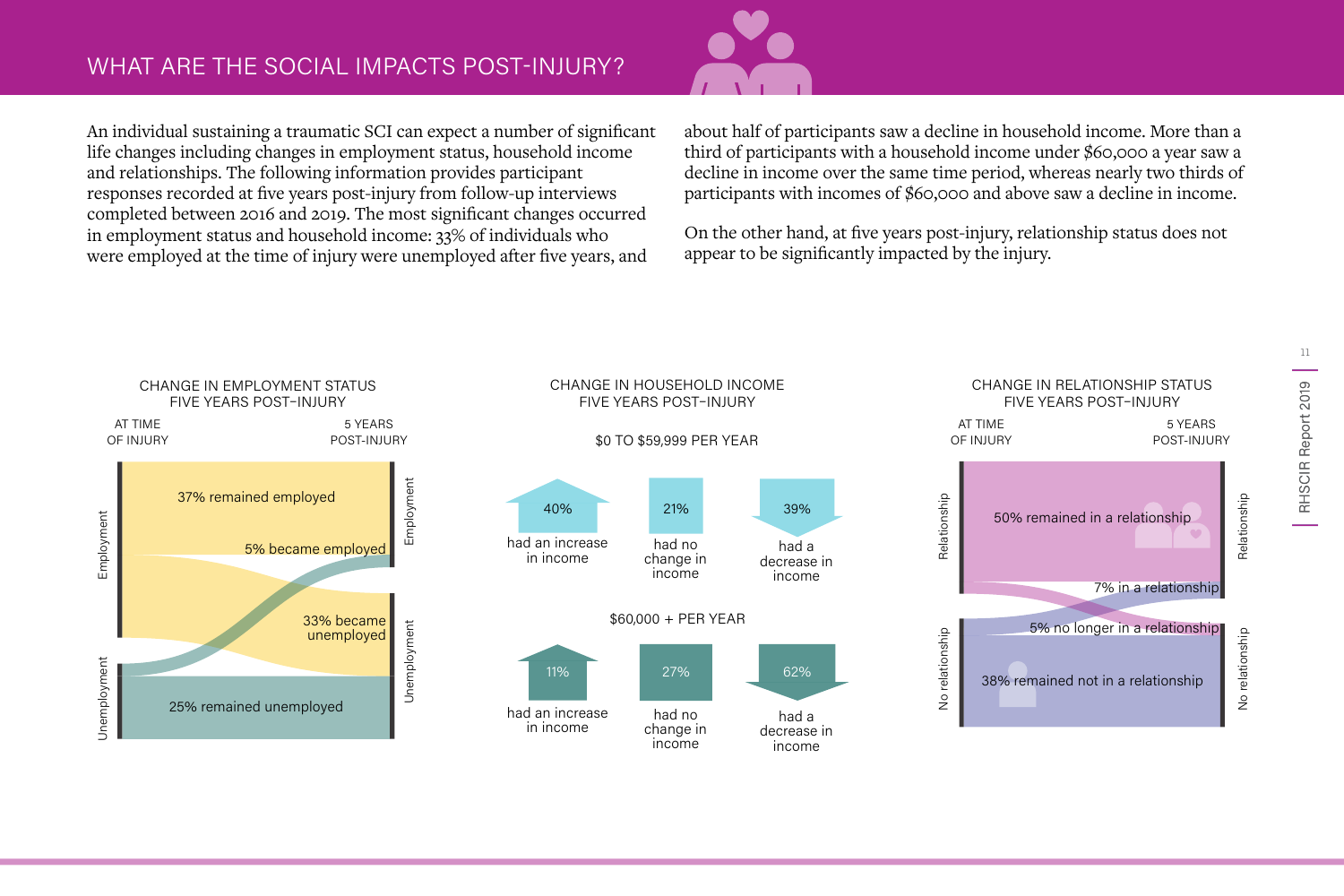# WHAT ARE THE SOCIAL IMPACTS POST-INJURY?

An individual sustaining a traumatic SCI can expect a number of significant life changes including changes in employment status, household income and relationships. The following information provides participant responses recorded at five years post-injury from follow-up interviews completed between 2016 and 2019. The most significant changes occurred in employment status and household income: 33% of individuals who were employed at the time of injury were unemployed after five years, and about half of participants saw a decline in household income. More than a third of participants with a household income under $60,000 a year saw a decline in income over the same time period, whereas nearly two thirds of participants with incomes of $60,000 and above saw a decline in income.

On the other hand, at five years post-injury, relationship status does not appear to be significantly impacted by the injury.

## CHANGE IN EMPLOYMENT STATUS FIVE YEARS POST-INJURY

| At time of injury | Change | 5 years post-injury |
|---|---|---|
| Employment | 37% remained employed | Employment |
| Unemployment | 5% became employed | Employment |
| Employment | 33% became unemployed | Unemployment |
| Unemployment | 25% remained unemployed | Unemployment |

## CHANGE IN HOUSEHOLD INCOME FIVE YEARS POST-INJURY

| | Had an increase in income | Had no change in income | Had a decrease in income |
|---|---|---|---|
| $0 TO $59,999 PER YEAR | 40% | 21% | 39% |
| $60,000 + PER YEAR | 11% | 27% | 62% |

## CHANGE IN RELATIONSHIP STATUS FIVE YEARS POST-INJURY

| At time of injury | Change | 5 years post-injury |
|---|---|---|
| Relationship | 50% remained in a relationship | Relationship |
| No relationship | 7% in a relationship | Relationship |
| Relationship | 5% no longer in a relationship | No relationship |
| No relationship | 38% remained not in a relationship | No relationship |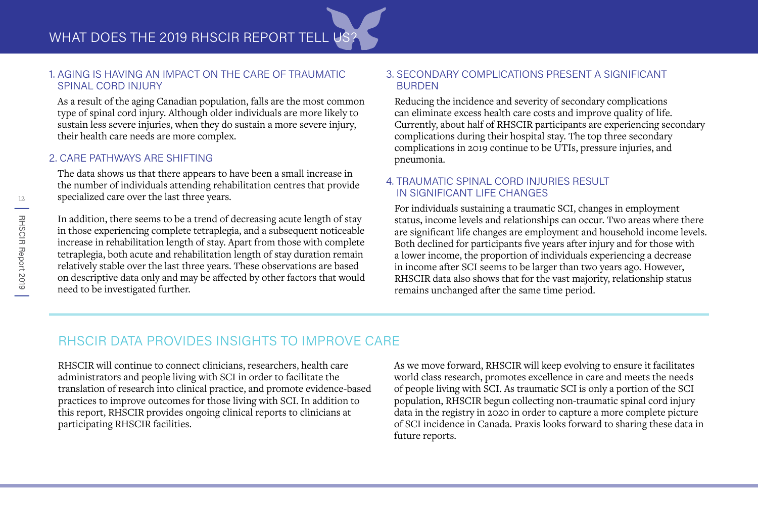# WHAT DOES THE 2019 RHSCIR REPORT TELL US?

## 1. AGING IS HAVING AN IMPACT ON THE CARE OF TRAUMATIC SPINAL CORD INJURY

As a result of the aging Canadian population, falls are the most common type of spinal cord injury. Although older individuals are more likely to sustain less severe injuries, when they do sustain a more severe injury, their health care needs are more complex.

## 2. CARE PATHWAYS ARE SHIFTING

The data shows us that there appears to have been a small increase in the number of individuals attending rehabilitation centres that provide specialized care over the last three years.

In addition, there seems to be a trend of decreasing acute length of stay in those experiencing complete tetraplegia, and a subsequent noticeable increase in rehabilitation length of stay. Apart from those with complete tetraplegia, both acute and rehabilitation length of stay duration remain relatively stable over the last three years. These observations are based on descriptive data only and may be affected by other factors that would need to be investigated further.

## 3. SECONDARY COMPLICATIONS PRESENT A SIGNIFICANT BURDEN

Reducing the incidence and severity of secondary complications can eliminate excess health care costs and improve quality of life. Currently, about half of RHSCIR participants are experiencing secondary complications during their hospital stay. The top three secondary complications in 2019 continue to be UTIs, pressure injuries, and pneumonia.

## 4. TRAUMATIC SPINAL CORD INJURIES RESULT IN SIGNIFICANT LIFE CHANGES

For individuals sustaining a traumatic SCI, changes in employment status, income levels and relationships can occur. Two areas where there are significant life changes are employment and household income levels. Both declined for participants five years after injury and for those with a lower income, the proportion of individuals experiencing a decrease in income after SCI seems to be larger than two years ago. However, RHSCIR data also shows that for the vast majority, relationship status remains unchanged after the same time period.

## RHSCIR DATA PROVIDES INSIGHTS TO IMPROVE CARE

RHSCIR will continue to connect clinicians, researchers, health care administrators and people living with SCI in order to facilitate the translation of research into clinical practice, and promote evidence-based practices to improve outcomes for those living with SCI. In addition to this report, RHSCIR provides ongoing clinical reports to clinicians at participating RHSCIR facilities.

As we move forward, RHSCIR will keep evolving to ensure it facilitates world class research, promotes excellence in care and meets the needs of people living with SCI. As traumatic SCI is only a portion of the SCI population, RHSCIR begun collecting non-traumatic spinal cord injury data in the registry in 2020 in order to capture a more complete picture of SCI incidence in Canada. Praxis looks forward to sharing these data in future reports.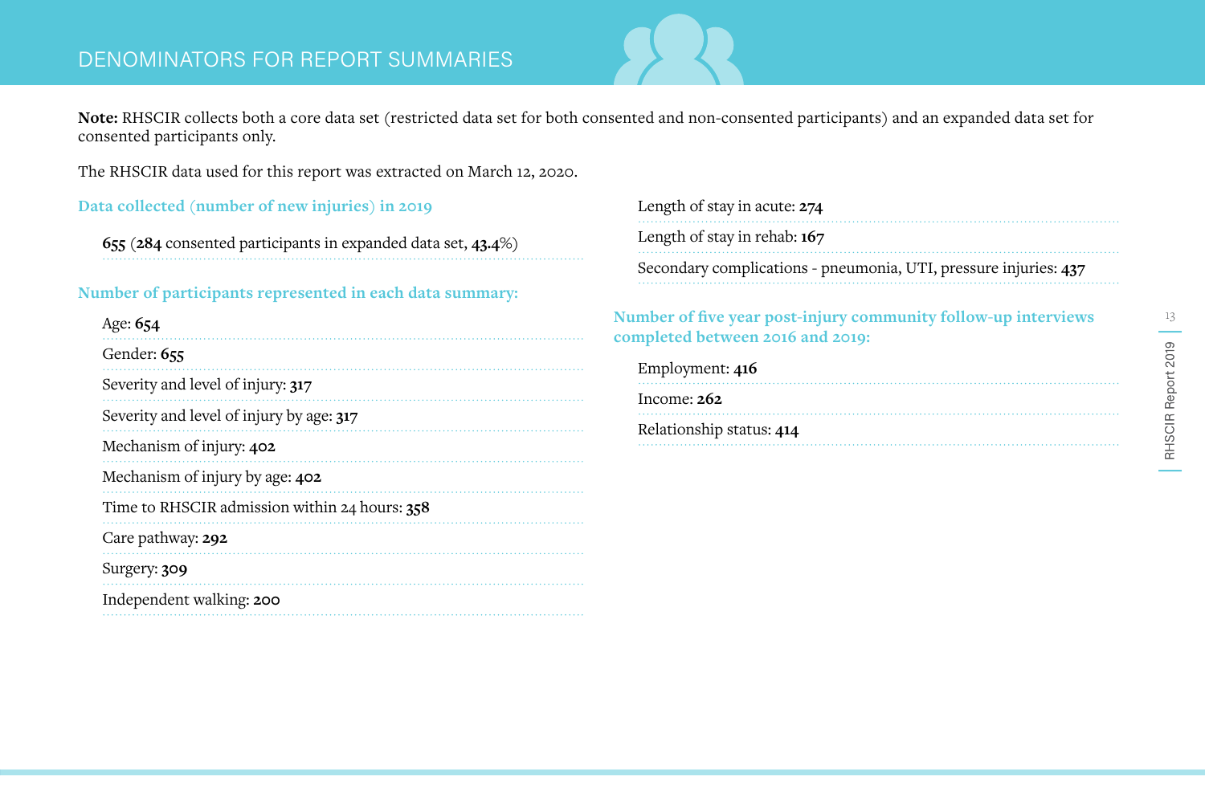# DENOMINATORS FOR REPORT SUMMARIES

**Note:** RHSCIR collects both a core data set (restricted data set for both consented and non-consented participants) and an expanded data set for consented participants only.

The RHSCIR data used for this report was extracted on March 12, 2020.

## Data collected (number of new injuries) in 2019

**655** (**284** consented participants in expanded data set, **43.4**%)

## Number of participants represented in each data summary:

- Age: **654**
- Gender: **655**
- Severity and level of injury: **317**
- Severity and level of injury by age: **317**
- Mechanism of injury: **402**
- Mechanism of injury by age: **402**
- Time to RHSCIR admission within 24 hours: **358**
- Care pathway: **292**
- Surgery: **309**
- Independent walking: **200**
- Length of stay in acute: **274**
- Length of stay in rehab: **167**
- Secondary complications - pneumonia, UTI, pressure injuries: **437**

## Number of five year post-injury community follow-up interviews completed between 2016 and 2019:

- Employment: **416**
- Income: **262**
- Relationship status: **414**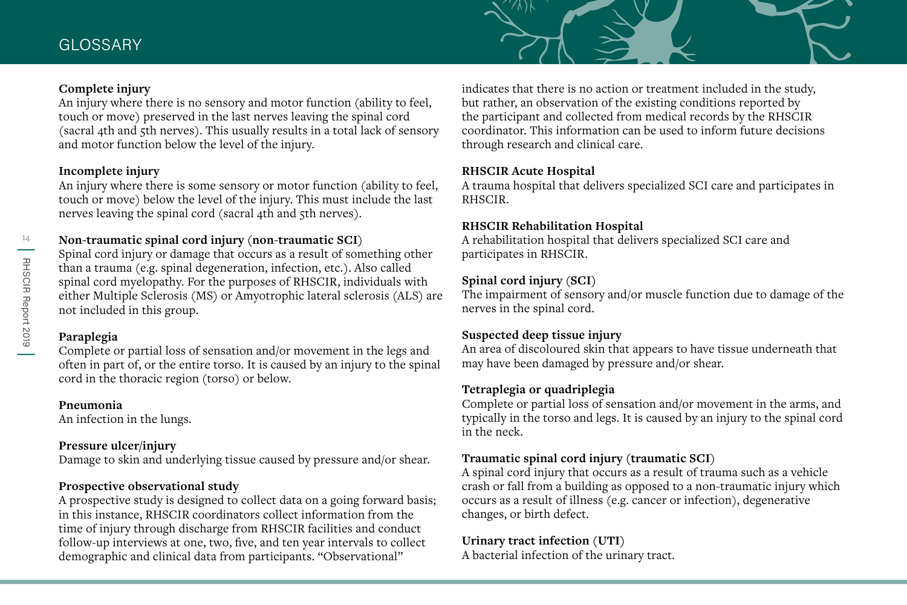# GLOSSARY

**Complete injury**
An injury where there is no sensory and motor function (ability to feel, touch or move) preserved in the last nerves leaving the spinal cord (sacral 4th and 5th nerves). This usually results in a total lack of sensory and motor function below the level of the injury.

**Incomplete injury**
An injury where there is some sensory or motor function (ability to feel, touch or move) below the level of the injury. This must include the last nerves leaving the spinal cord (sacral 4th and 5th nerves).

**Non-traumatic spinal cord injury (non-traumatic SCI)**
Spinal cord injury or damage that occurs as a result of something other than a trauma (e.g. spinal degeneration, infection, etc.). Also called spinal cord myelopathy. For the purposes of RHSCIR, individuals with either Multiple Sclerosis (MS) or Amyotrophic lateral sclerosis (ALS) are not included in this group.

**Paraplegia**
Complete or partial loss of sensation and/or movement in the legs and often in part of, or the entire torso. It is caused by an injury to the spinal cord in the thoracic region (torso) or below.

**Pneumonia**
An infection in the lungs.

**Pressure ulcer/injury**
Damage to skin and underlying tissue caused by pressure and/or shear.

**Prospective observational study**
A prospective study is designed to collect data on a going forward basis; in this instance, RHSCIR coordinators collect information from the time of injury through discharge from RHSCIR facilities and conduct follow-up interviews at one, two, five, and ten year intervals to collect demographic and clinical data from participants. "Observational" indicates that there is no action or treatment included in the study, but rather, an observation of the existing conditions reported by the participant and collected from medical records by the RHSCIR coordinator. This information can be used to inform future decisions through research and clinical care.

**RHSCIR Acute Hospital**
A trauma hospital that delivers specialized SCI care and participates in RHSCIR.

**RHSCIR Rehabilitation Hospital**
A rehabilitation hospital that delivers specialized SCI care and participates in RHSCIR.

**Spinal cord injury (SCI)**
The impairment of sensory and/or muscle function due to damage of the nerves in the spinal cord.

**Suspected deep tissue injury**
An area of discoloured skin that appears to have tissue underneath that may have been damaged by pressure and/or shear.

**Tetraplegia or quadriplegia**
Complete or partial loss of sensation and/or movement in the arms, and typically in the torso and legs. It is caused by an injury to the spinal cord in the neck.

**Traumatic spinal cord injury (traumatic SCI)**
A spinal cord injury that occurs as a result of trauma such as a vehicle crash or fall from a building as opposed to a non-traumatic injury which occurs as a result of illness (e.g. cancer or infection), degenerative changes, or birth defect.

**Urinary tract infection (UTI)**
A bacterial infection of the urinary tract.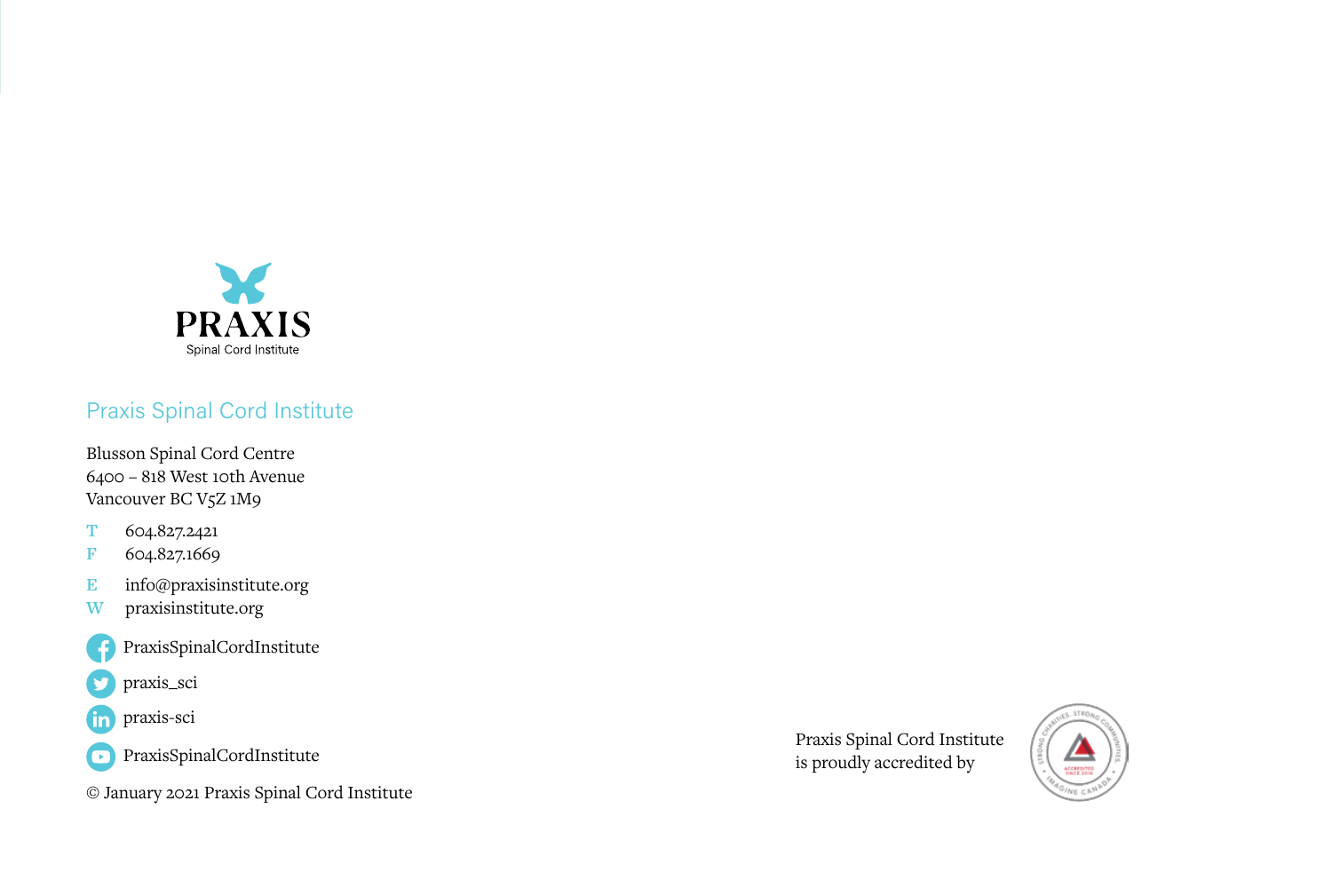PRAXIS
Spinal Cord Institute

## Praxis Spinal Cord Institute

Blusson Spinal Cord Centre
6400 – 818 West 10th Avenue
Vancouver BC V5Z 1M9

T 604.827.2421
F 604.827.1669

E info@praxisinstitute.org
W praxisinstitute.org

PraxisSpinalCordInstitute

praxis_sci

praxis-sci

PraxisSpinalCordInstitute

© January 2021 Praxis Spinal Cord Institute

Praxis Spinal Cord Institute
is proudly accredited by